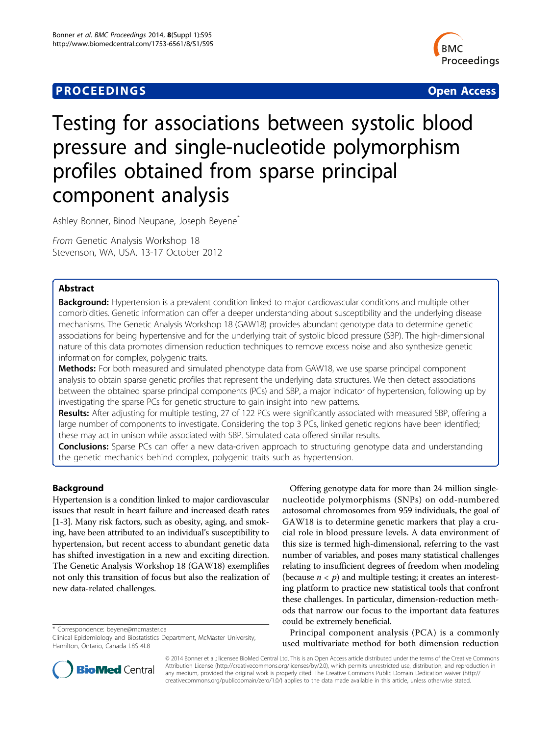**PROCEEDINGS** **Open Access**

# Testing for associations between systolic blood pressure and single-nucleotide polymorphism profiles obtained from sparse principal component analysis

Ashley Bonner, Binod Neupane, Joseph Beyene*

*From* Genetic Analysis Workshop 18
Stevenson, WA, USA. 13-17 October 2012

## Abstract

**Background:** Hypertension is a prevalent condition linked to major cardiovascular conditions and multiple other comorbidities. Genetic information can offer a deeper understanding about susceptibility and the underlying disease mechanisms. The Genetic Analysis Workshop 18 (GAW18) provides abundant genotype data to determine genetic associations for being hypertensive and for the underlying trait of systolic blood pressure (SBP). The high-dimensional nature of this data promotes dimension reduction techniques to remove excess noise and also synthesize genetic information for complex, polygenic traits.

**Methods:** For both measured and simulated phenotype data from GAW18, we use sparse principal component analysis to obtain sparse genetic profiles that represent the underlying data structures. We then detect associations between the obtained sparse principal components (PCs) and SBP, a major indicator of hypertension, following up by investigating the sparse PCs for genetic structure to gain insight into new patterns.

**Results:** After adjusting for multiple testing, 27 of 122 PCs were significantly associated with measured SBP, offering a large number of components to investigate. Considering the top 3 PCs, linked genetic regions have been identified; these may act in unison while associated with SBP. Simulated data offered similar results.

**Conclusions:** Sparse PCs can offer a new data-driven approach to structuring genotype data and understanding the genetic mechanics behind complex, polygenic traits such as hypertension.

## Background

Hypertension is a condition linked to major cardiovascular issues that result in heart failure and increased death rates [1-3]. Many risk factors, such as obesity, aging, and smoking, have been attributed to an individual's susceptibility to hypertension, but recent access to abundant genetic data has shifted investigation in a new and exciting direction. The Genetic Analysis Workshop 18 (GAW18) exemplifies not only this transition of focus but also the realization of new data-related challenges.

Offering genotype data for more than 24 million single-nucleotide polymorphisms (SNPs) on odd-numbered autosomal chromosomes from 959 individuals, the goal of GAW18 is to determine genetic markers that play a crucial role in blood pressure levels. A data environment of this size is termed high-dimensional, referring to the vast number of variables, and poses many statistical challenges relating to insufficient degrees of freedom when modeling (because $n < p$) and multiple testing; it creates an interesting platform to practice new statistical tools that confront these challenges. In particular, dimension-reduction methods that narrow our focus to the important data features could be extremely beneficial.

Principal component analysis (PCA) is a commonly used multivariate method for both dimension reduction

\* Correspondence: beyene@mcmaster.ca
Clinical Epidemiology and Biostatistics Department, McMaster University, Hamilton, Ontario, Canada L8S 4L8

© 2014 Bonner et al.; licensee BioMed Central Ltd. This is an Open Access article distributed under the terms of the Creative Commons Attribution License (http://creativecommons.org/licenses/by/2.0), which permits unrestricted use, distribution, and reproduction in any medium, provided the original work is properly cited. The Creative Commons Public Domain Dedication waiver (http://creativecommons.org/publicdomain/zero/1.0/) applies to the data made available in this article, unless otherwise stated.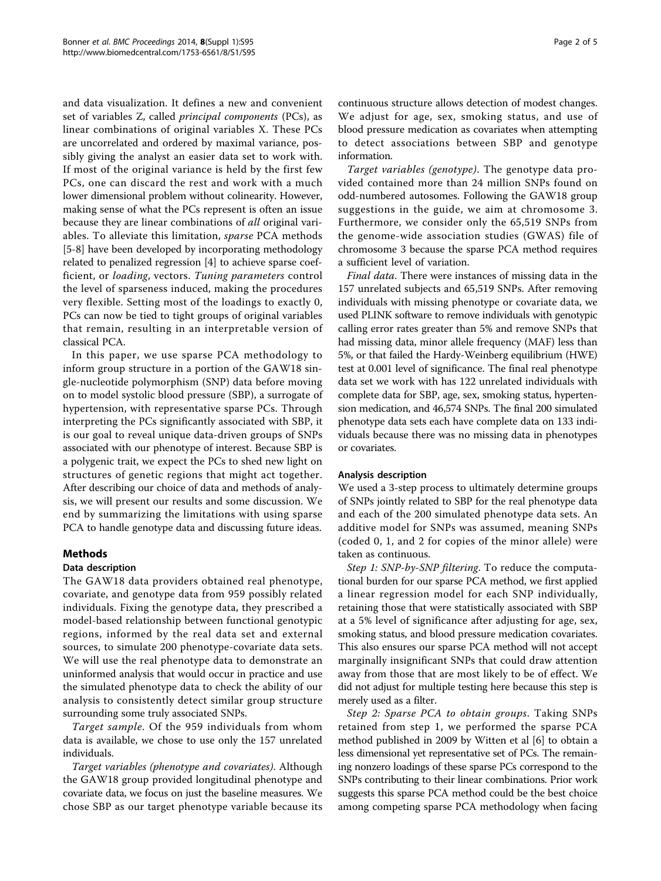and data visualization. It defines a new and convenient set of variables Z, called *principal components* (PCs), as linear combinations of original variables X. These PCs are uncorrelated and ordered by maximal variance, possibly giving the analyst an easier data set to work with. If most of the original variance is held by the first few PCs, one can discard the rest and work with a much lower dimensional problem without colinearity. However, making sense of what the PCs represent is often an issue because they are linear combinations of *all* original variables. To alleviate this limitation, *sparse* PCA methods [5-8] have been developed by incorporating methodology related to penalized regression [4] to achieve sparse coefficient, or *loading*, vectors. *Tuning parameters* control the level of sparseness induced, making the procedures very flexible. Setting most of the loadings to exactly 0, PCs can now be tied to tight groups of original variables that remain, resulting in an interpretable version of classical PCA.

In this paper, we use sparse PCA methodology to inform group structure in a portion of the GAW18 single-nucleotide polymorphism (SNP) data before moving on to model systolic blood pressure (SBP), a surrogate of hypertension, with representative sparse PCs. Through interpreting the PCs significantly associated with SBP, it is our goal to reveal unique data-driven groups of SNPs associated with our phenotype of interest. Because SBP is a polygenic trait, we expect the PCs to shed new light on structures of genetic regions that might act together. After describing our choice of data and methods of analysis, we will present our results and some discussion. We end by summarizing the limitations with using sparse PCA to handle genotype data and discussing future ideas.

## Methods

### Data description

The GAW18 data providers obtained real phenotype, covariate, and genotype data from 959 possibly related individuals. Fixing the genotype data, they prescribed a model-based relationship between functional genotypic regions, informed by the real data set and external sources, to simulate 200 phenotype-covariate data sets. We will use the real phenotype data to demonstrate an uninformed analysis that would occur in practice and use the simulated phenotype data to check the ability of our analysis to consistently detect similar group structure surrounding some truly associated SNPs.

*Target sample*. Of the 959 individuals from whom data is available, we chose to use only the 157 unrelated individuals.

*Target variables (phenotype and covariates)*. Although the GAW18 group provided longitudinal phenotype and covariate data, we focus on just the baseline measures. We chose SBP as our target phenotype variable because its continuous structure allows detection of modest changes. We adjust for age, sex, smoking status, and use of blood pressure medication as covariates when attempting to detect associations between SBP and genotype information.

*Target variables (genotype)*. The genotype data provided contained more than 24 million SNPs found on odd-numbered autosomes. Following the GAW18 group suggestions in the guide, we aim at chromosome 3. Furthermore, we consider only the 65,519 SNPs from the genome-wide association studies (GWAS) file of chromosome 3 because the sparse PCA method requires a sufficient level of variation.

*Final data*. There were instances of missing data in the 157 unrelated subjects and 65,519 SNPs. After removing individuals with missing phenotype or covariate data, we used PLINK software to remove individuals with genotypic calling error rates greater than 5% and remove SNPs that had missing data, minor allele frequency (MAF) less than 5%, or that failed the Hardy-Weinberg equilibrium (HWE) test at 0.001 level of significance. The final real phenotype data set we work with has 122 unrelated individuals with complete data for SBP, age, sex, smoking status, hypertension medication, and 46,574 SNPs. The final 200 simulated phenotype data sets each have complete data on 133 individuals because there was no missing data in phenotypes or covariates.

### Analysis description

We used a 3-step process to ultimately determine groups of SNPs jointly related to SBP for the real phenotype data and each of the 200 simulated phenotype data sets. An additive model for SNPs was assumed, meaning SNPs (coded 0, 1, and 2 for copies of the minor allele) were taken as continuous.

*Step 1: SNP-by-SNP filtering*. To reduce the computational burden for our sparse PCA method, we first applied a linear regression model for each SNP individually, retaining those that were statistically associated with SBP at a 5% level of significance after adjusting for age, sex, smoking status, and blood pressure medication covariates. This also ensures our sparse PCA method will not accept marginally insignificant SNPs that could draw attention away from those that are most likely to be of effect. We did not adjust for multiple testing here because this step is merely used as a filter.

*Step 2: Sparse PCA to obtain groups*. Taking SNPs retained from step 1, we performed the sparse PCA method published in 2009 by Witten et al [6] to obtain a less dimensional yet representative set of PCs. The remaining nonzero loadings of these sparse PCs correspond to the SNPs contributing to their linear combinations. Prior work suggests this sparse PCA method could be the best choice among competing sparse PCA methodology when facing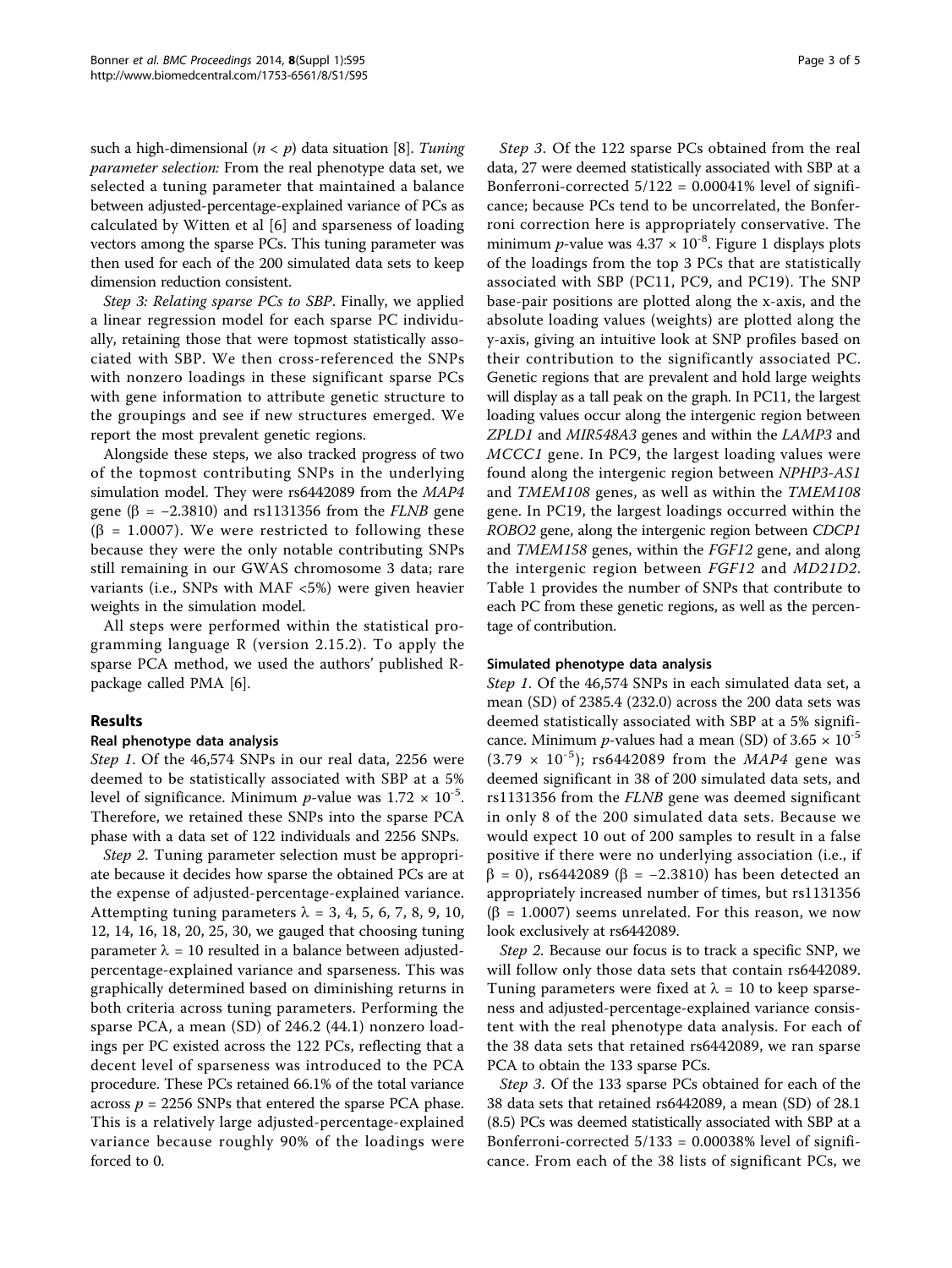such a high-dimensional ($n < p$) data situation [8]. *Tuning parameter selection:* From the real phenotype data set, we selected a tuning parameter that maintained a balance between adjusted-percentage-explained variance of PCs as calculated by Witten et al [6] and sparseness of loading vectors among the sparse PCs. This tuning parameter was then used for each of the 200 simulated data sets to keep dimension reduction consistent.

*Step 3: Relating sparse PCs to SBP*. Finally, we applied a linear regression model for each sparse PC individually, retaining those that were topmost statistically associated with SBP. We then cross-referenced the SNPs with nonzero loadings in these significant sparse PCs with gene information to attribute genetic structure to the groupings and see if new structures emerged. We report the most prevalent genetic regions.

Alongside these steps, we also tracked progress of two of the topmost contributing SNPs in the underlying simulation model. They were rs6442089 from the *MAP4* gene ($\beta = -2.3810$) and rs1131356 from the *FLNB* gene ($\beta = 1.0007$). We were restricted to following these because they were the only notable contributing SNPs still remaining in our GWAS chromosome 3 data; rare variants (i.e., SNPs with MAF <5%) were given heavier weights in the simulation model.

All steps were performed within the statistical programming language R (version 2.15.2). To apply the sparse PCA method, we used the authors' published R-package called PMA [6].

## Results

### Real phenotype data analysis

*Step 1*. Of the 46,574 SNPs in our real data, 2256 were deemed to be statistically associated with SBP at a 5% level of significance. Minimum *p*-value was $1.72 \times 10^{-5}$. Therefore, we retained these SNPs into the sparse PCA phase with a data set of 122 individuals and 2256 SNPs.

*Step 2*. Tuning parameter selection must be appropriate because it decides how sparse the obtained PCs are at the expense of adjusted-percentage-explained variance. Attempting tuning parameters $\lambda$ = 3, 4, 5, 6, 7, 8, 9, 10, 12, 14, 16, 18, 20, 25, 30, we gauged that choosing tuning parameter $\lambda = 10$ resulted in a balance between adjusted-percentage-explained variance and sparseness. This was graphically determined based on diminishing returns in both criteria across tuning parameters. Performing the sparse PCA, a mean (SD) of 246.2 (44.1) nonzero loadings per PC existed across the 122 PCs, reflecting that a decent level of sparseness was introduced to the PCA procedure. These PCs retained 66.1% of the total variance across $p = 2256$ SNPs that entered the sparse PCA phase. This is a relatively large adjusted-percentage-explained variance because roughly 90% of the loadings were forced to 0.

*Step 3*. Of the 122 sparse PCs obtained from the real data, 27 were deemed statistically associated with SBP at a Bonferroni-corrected 5/122 = 0.00041% level of significance; because PCs tend to be uncorrelated, the Bonferroni correction here is appropriately conservative. The minimum *p*-value was $4.37 \times 10^{-8}$. Figure 1 displays plots of the loadings from the top 3 PCs that are statistically associated with SBP (PC11, PC9, and PC19). The SNP base-pair positions are plotted along the x-axis, and the absolute loading values (weights) are plotted along the y-axis, giving an intuitive look at SNP profiles based on their contribution to the significantly associated PC. Genetic regions that are prevalent and hold large weights will display as a tall peak on the graph. In PC11, the largest loading values occur along the intergenic region between *ZPLD1* and *MIR548A3* genes and within the *LAMP3* and *MCCC1* gene. In PC9, the largest loading values were found along the intergenic region between *NPHP3-AS1* and *TMEM108* genes, as well as within the *TMEM108* gene. In PC19, the largest loadings occurred within the *ROBO2* gene, along the intergenic region between *CDCP1* and *TMEM158* genes, within the *FGF12* gene, and along the intergenic region between *FGF12* and *MD21D2*. Table 1 provides the number of SNPs that contribute to each PC from these genetic regions, as well as the percentage of contribution.

### Simulated phenotype data analysis

*Step 1*. Of the 46,574 SNPs in each simulated data set, a mean (SD) of 2385.4 (232.0) across the 200 data sets was deemed statistically associated with SBP at a 5% significance. Minimum *p*-values had a mean (SD) of $3.65 \times 10^{-5}$ ($3.79 \times 10^{-5}$); rs6442089 from the *MAP4* gene was deemed significant in 38 of 200 simulated data sets, and rs1131356 from the *FLNB* gene was deemed significant in only 8 of the 200 simulated data sets. Because we would expect 10 out of 200 samples to result in a false positive if there were no underlying association (i.e., if $\beta = 0$), rs6442089 ($\beta = -2.3810$) has been detected an appropriately increased number of times, but rs1131356 ($\beta = 1.0007$) seems unrelated. For this reason, we now look exclusively at rs6442089.

*Step 2*. Because our focus is to track a specific SNP, we will follow only those data sets that contain rs6442089. Tuning parameters were fixed at $\lambda = 10$ to keep sparseness and adjusted-percentage-explained variance consistent with the real phenotype data analysis. For each of the 38 data sets that retained rs6442089, we ran sparse PCA to obtain the 133 sparse PCs.

*Step 3*. Of the 133 sparse PCs obtained for each of the 38 data sets that retained rs6442089, a mean (SD) of 28.1 (8.5) PCs was deemed statistically associated with SBP at a Bonferroni-corrected 5/133 = 0.00038% level of significance. From each of the 38 lists of significant PCs, we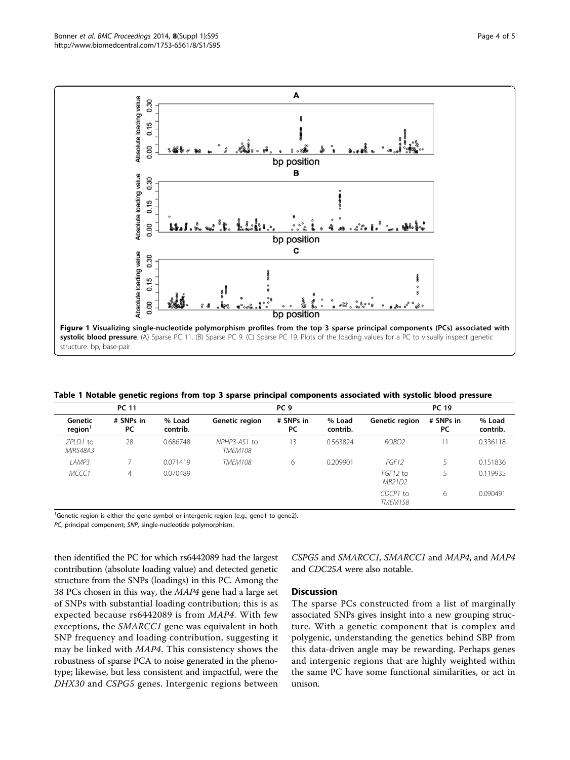**Figure 1 Visualizing single-nucleotide polymorphism profiles from the top 3 sparse principal components (PCs) associated with systolic blood pressure**. (A) Sparse PC 11. (B) Sparse PC 9. (C) Sparse PC 19. Plots of the loading values for a PC to visually inspect genetic structure. bp, base-pair.

**Table 1 Notable genetic regions from top 3 sparse principal components associated with systolic blood pressure**

| PC 11 | | | PC 9 | | | PC 19 | | |
|---|---|---|---|---|---|---|---|---|
| Genetic region[1] | # SNPs in PC | % Load contrib. | Genetic region | # SNPs in PC | % Load contrib. | Genetic region | # SNPs in PC | % Load contrib. |
| *ZPLD1* to *MIR548A3* | 28 | 0.686748 | *NPHP3-AS1* to *TMEM108* | 13 | 0.563824 | *ROBO2* | 11 | 0.336118 |
| *LAMP3* | 7 | 0.071419 | *TMEM108* | 6 | 0.209901 | *FGF12* | 5 | 0.151836 |
| *MCCC1* | 4 | 0.070489 | | | | *FGF12* to *MB21D2* | 5 | 0.119935 |
| | | | | | | *CDCP1* to *TMEM158* | 6 | 0.090491 |

[1]Genetic region is either the gene symbol or intergenic region (e.g., gene1 to gene2).

*PC*, principal component; *SNP*, single-nucleotide polymorphism.

then identified the PC for which rs6442089 had the largest contribution (absolute loading value) and detected genetic structure from the SNPs (loadings) in this PC. Among the 38 PCs chosen in this way, the *MAP4* gene had a large set of SNPs with substantial loading contribution; this is as expected because rs6442089 is from *MAP4*. With few exceptions, the *SMARCC1* gene was equivalent in both SNP frequency and loading contribution, suggesting it may be linked with *MAP4*. This consistency shows the robustness of sparse PCA to noise generated in the phenotype; likewise, but less consistent and impactful, were the *DHX30* and *CSPG5* genes. Intergenic regions between *CSPG5* and *SMARCC1, SMARCC1* and *MAP4*, and *MAP4* and *CDC25A* were also notable.

## Discussion

The sparse PCs constructed from a list of marginally associated SNPs gives insight into a new grouping structure. With a genetic component that is complex and polygenic, understanding the genetics behind SBP from this data-driven angle may be rewarding. Perhaps genes and intergenic regions that are highly weighted within the same PC have some functional similarities, or act in unison.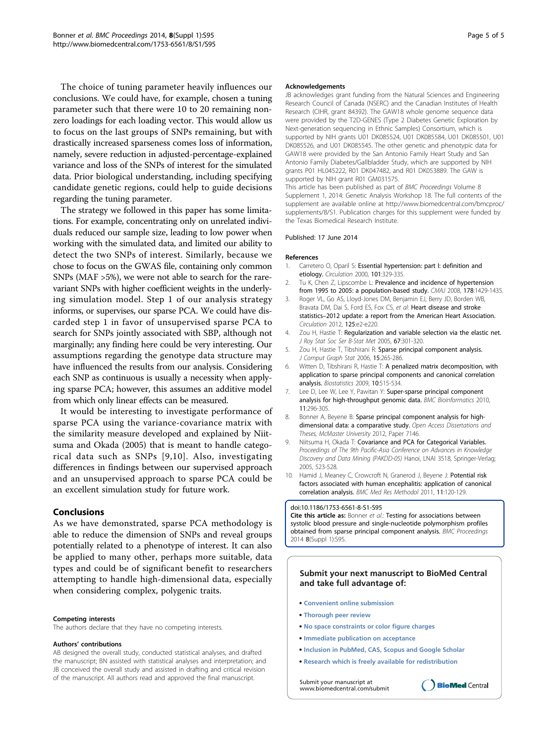The choice of tuning parameter heavily influences our conclusions. We could have, for example, chosen a tuning parameter such that there were 10 to 20 remaining nonzero loadings for each loading vector. This would allow us to focus on the last groups of SNPs remaining, but with drastically increased sparseness comes loss of information, namely, severe reduction in adjusted-percentage-explained variance and loss of the SNPs of interest for the simulated data. Prior biological understanding, including specifying candidate genetic regions, could help to guide decisions regarding the tuning parameter.

The strategy we followed in this paper has some limitations. For example, concentrating only on unrelated individuals reduced our sample size, leading to low power when working with the simulated data, and limited our ability to detect the two SNPs of interest. Similarly, because we chose to focus on the GWAS file, containing only common SNPs (MAF >5%), we were not able to search for the rare-variant SNPs with higher coefficient weights in the underlying simulation model. Step 1 of our analysis strategy informs, or supervises, our sparse PCA. We could have discarded step 1 in favor of unsupervised sparse PCA to search for SNPs jointly associated with SBP, although not marginally; any finding here could be very interesting. Our assumptions regarding the genotype data structure may have influenced the results from our analysis. Considering each SNP as continuous is usually a necessity when applying sparse PCA; however, this assumes an additive model from which only linear effects can be measured.

It would be interesting to investigate performance of sparse PCA using the variance-covariance matrix with the similarity measure developed and explained by Niitsuma and Okada (2005) that is meant to handle categorical data such as SNPs [9,10]. Also, investigating differences in findings between our supervised approach and an unsupervised approach to sparse PCA could be an excellent simulation study for future work.

## Conclusions

As we have demonstrated, sparse PCA methodology is able to reduce the dimension of SNPs and reveal groups potentially related to a phenotype of interest. It can also be applied to many other, perhaps more suitable, data types and could be of significant benefit to researchers attempting to handle high-dimensional data, especially when considering complex, polygenic traits.

#### Competing interests

The authors declare that they have no competing interests.

#### Authors' contributions

AB designed the overall study, conducted statistical analyses, and drafted the manuscript; BN assisted with statistical analyses and interpretation; and JB conceived the overall study and assisted in drafting and critical revision of the manuscript. All authors read and approved the final manuscript.

#### Acknowledgements

JB acknowledges grant funding from the Natural Sciences and Engineering Research Council of Canada (NSERC) and the Canadian Institutes of Health Research (CIHR, grant 84392). The GAW18 whole genome sequence data were provided by the T2D-GENES (Type 2 Diabetes Genetic Exploration by Next-generation sequencing in Ethnic Samples) Consortium, which is supported by NIH grants U01 DK085524, U01 DK085584, U01 DK085501, U01 DK085526, and U01 DK085545. The other genetic and phenotypic data for GAW18 were provided by the San Antonio Family Heart Study and San Antonio Family Diabetes/Gallbladder Study, which are supported by NIH grants P01 HL045222, R01 DK047482, and R01 DK053889. The GAW is supported by NIH grant R01 GM031575.

This article has been published as part of *BMC Proceedings* Volume 8 Supplement 1, 2014: Genetic Analysis Workshop 18. The full contents of the supplement are available online at http://www.biomedcentral.com/bmcproc/supplements/8/S1. Publication charges for this supplement were funded by the Texas Biomedical Research Institute.

Published: 17 June 2014

#### References

1. Carretero O, Oparil S: **Essential hypertension: part I: definition and etiology.** *Circulation* 2000, **101**:329-335.
2. Tu K, Chen Z, Lipscombe L: **Prevalence and incidence of hypertension from 1995 to 2005: a population-based study.** *CMAJ* 2008, **178**:1429-1435.
3. Roger VL, Go AS, Lloyd-Jones DM, Benjamin EJ, Berry JD, Borden WB, Bravata DM, Dai S, Ford ES, Fox CS, *et al*: **Heart disease and stroke statistics–2012 update: a report from the American Heart Association.** *Circulation* 2012, **125**:e2-e220.
4. Zou H, Hastie T: **Regularization and variable selection via the elastic net.** *J Roy Stat Soc Ser B-Stat Met* 2005, **67**:301-320.
5. Zou H, Hastie T, Tibshirani R: **Sparse principal component analysis.** *J Comput Graph Stat* 2006, **15**:265-286.
6. Witten D, Tibshirani R, Hastie T: **A penalized matrix decomposition, with application to sparse principal components and canonical correlation analysis.** *Biostatistics* 2009, **10**:515-534.
7. Lee D, Lee W, Lee Y, Pawitan Y: **Super-sparse principal component analysis for high-throughput genomic data.** *BMC Bioinformatics* 2010, **11**:296-305.
8. Bonner A, Beyene B: **Sparse principal component analysis for high-dimensional data: a comparative study.** *Open Access Dissertations and Theses, McMaster University* 2012, Paper 7146.
9. Niitsuma H, Okada T: **Covariance and PCA for Categorical Variables.** *Proceedings of The 9th Pacific-Asia Conference on Advances in Knowledge Discovery and Data Mining (PAKDD-05)* Hanoi, LNAI 3518, Springer-Verlag; 2005, 523-528.
10. Hamid J, Meaney C, Crowcroft N, Granerod J, Beyene J: **Potential risk factors associated with human encephalitis: application of canonical correlation analysis.** *BMC Med Res Methodol* 2011, **11**:120-129.

doi:10.1186/1753-6561-8-S1-S95

**Cite this article as:** Bonner *et al.*: Testing for associations between systolic blood pressure and single-nucleotide polymorphism profiles obtained from sparse principal component analysis. *BMC Proceedings* 2014 **8**(Suppl 1):S95.